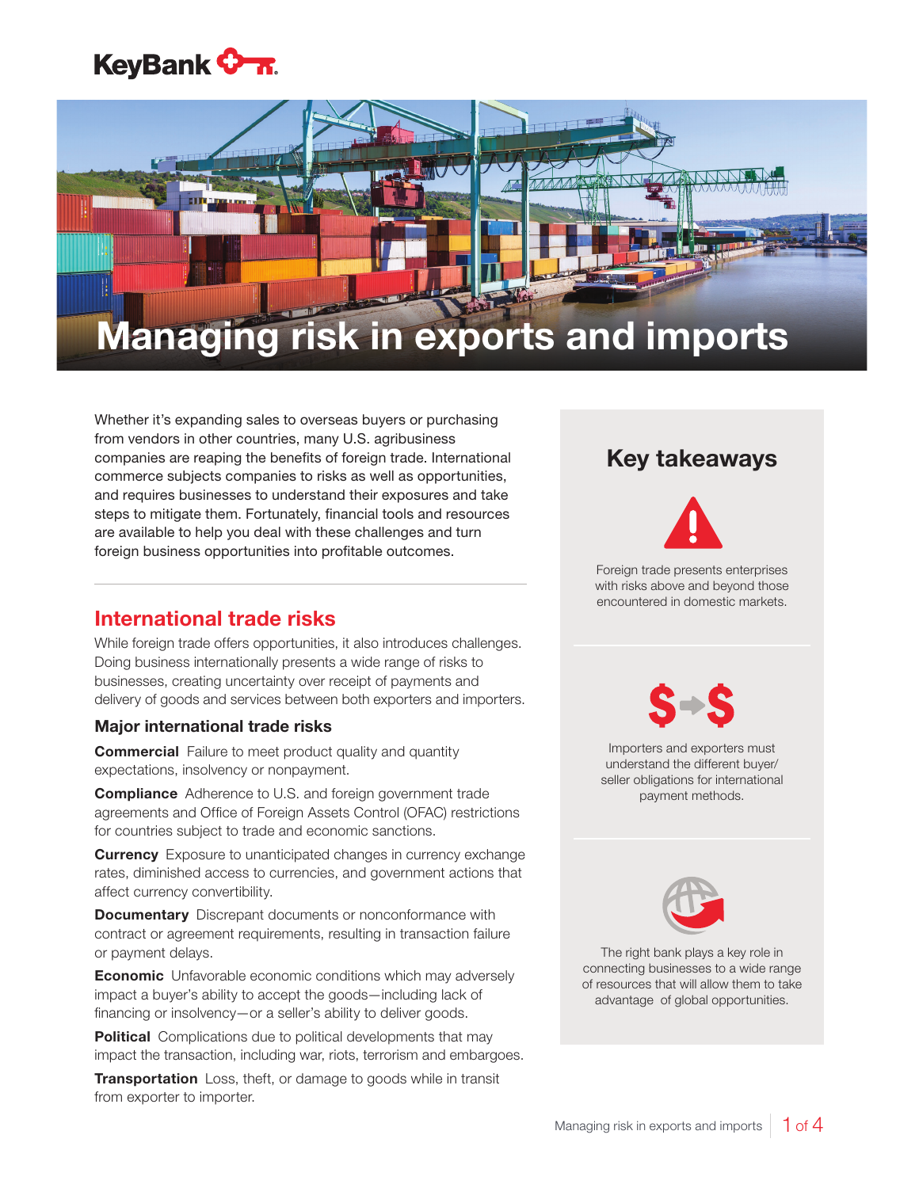KeyBank

# Managing risk in exports and imports

Whether it's expanding sales to overseas buyers or purchasing from vendors in other countries, many U.S. agribusiness companies are reaping the benefits of foreign trade. International commerce subjects companies to risks as well as opportunities, and requires businesses to understand their exposures and take steps to mitigate them. Fortunately, financial tools and resources are available to help you deal with these challenges and turn foreign business opportunities into profitable outcomes.

## International trade risks

While foreign trade offers opportunities, it also introduces challenges. Doing business internationally presents a wide range of risks to businesses, creating uncertainty over receipt of payments and delivery of goods and services between both exporters and importers.

### Major international trade risks

**Commercial** Failure to meet product quality and quantity expectations, insolvency or nonpayment.

**Compliance** Adherence to U.S. and foreign government trade agreements and Office of Foreign Assets Control (OFAC) restrictions for countries subject to trade and economic sanctions.

**Currency** Exposure to unanticipated changes in currency exchange rates, diminished access to currencies, and government actions that affect currency convertibility.

**Documentary** Discrepant documents or nonconformance with contract or agreement requirements, resulting in transaction failure or payment delays.

**Economic** Unfavorable economic conditions which may adversely impact a buyer's ability to accept the goods—including lack of financing or insolvency—or a seller's ability to deliver goods.

**Political** Complications due to political developments that may impact the transaction, including war, riots, terrorism and embargoes.

**Transportation** Loss, theft, or damage to goods while in transit from exporter to importer.

## Key takeaways

Foreign trade presents enterprises with risks above and beyond those encountered in domestic markets.

Importers and exporters must understand the different buyer/seller obligations for international payment methods.

The right bank plays a key role in connecting businesses to a wide range of resources that will allow them to take advantage of global opportunities.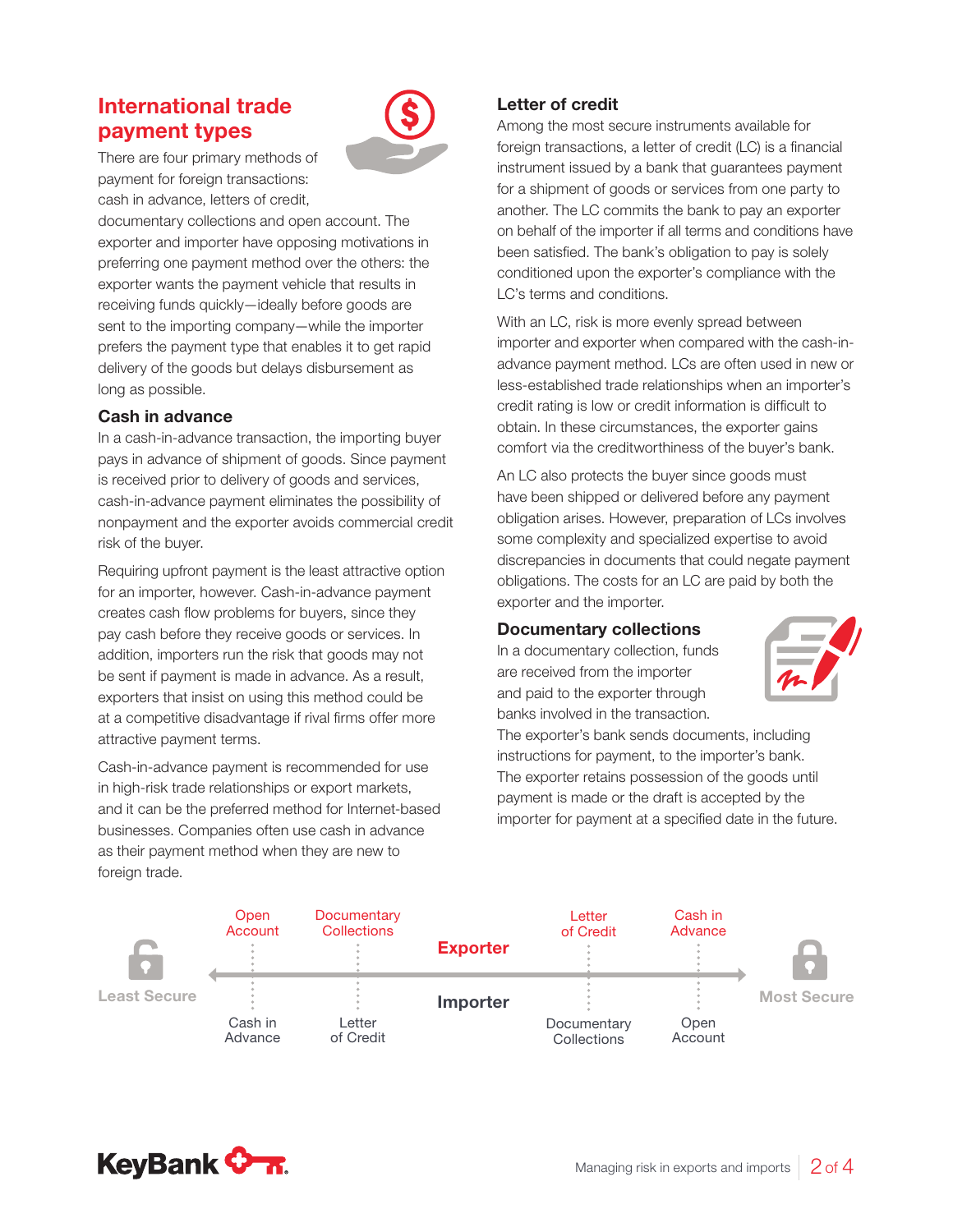## International trade payment types

There are four primary methods of payment for foreign transactions: cash in advance, letters of credit, documentary collections and open account. The exporter and importer have opposing motivations in preferring one payment method over the others: the exporter wants the payment vehicle that results in receiving funds quickly—ideally before goods are sent to the importing company—while the importer prefers the payment type that enables it to get rapid delivery of the goods but delays disbursement as long as possible.

### Cash in advance

In a cash-in-advance transaction, the importing buyer pays in advance of shipment of goods. Since payment is received prior to delivery of goods and services, cash-in-advance payment eliminates the possibility of nonpayment and the exporter avoids commercial credit risk of the buyer.

Requiring upfront payment is the least attractive option for an importer, however. Cash-in-advance payment creates cash flow problems for buyers, since they pay cash before they receive goods or services. In addition, importers run the risk that goods may not be sent if payment is made in advance. As a result, exporters that insist on using this method could be at a competitive disadvantage if rival firms offer more attractive payment terms.

Cash-in-advance payment is recommended for use in high-risk trade relationships or export markets, and it can be the preferred method for Internet-based businesses. Companies often use cash in advance as their payment method when they are new to foreign trade.

### Letter of credit

Among the most secure instruments available for foreign transactions, a letter of credit (LC) is a financial instrument issued by a bank that guarantees payment for a shipment of goods or services from one party to another. The LC commits the bank to pay an exporter on behalf of the importer if all terms and conditions have been satisfied. The bank's obligation to pay is solely conditioned upon the exporter's compliance with the LC's terms and conditions.

With an LC, risk is more evenly spread between importer and exporter when compared with the cash-in-advance payment method. LCs are often used in new or less-established trade relationships when an importer's credit rating is low or credit information is difficult to obtain. In these circumstances, the exporter gains comfort via the creditworthiness of the buyer's bank.

An LC also protects the buyer since goods must have been shipped or delivered before any payment obligation arises. However, preparation of LCs involves some complexity and specialized expertise to avoid discrepancies in documents that could negate payment obligations. The costs for an LC are paid by both the exporter and the importer.

### Documentary collections

In a documentary collection, funds are received from the importer and paid to the exporter through banks involved in the transaction. The exporter's bank sends documents, including instructions for payment, to the importer's bank. The exporter retains possession of the goods until payment is made or the draft is accepted by the importer for payment at a specified date in the future.

| | Least Secure → Most Secure | | | |
|---|---|---|---|---|
| **Exporter** | Open Account | Documentary Collections | Letter of Credit | Cash in Advance |
| **Importer** | Cash in Advance | Letter of Credit | Documentary Collections | Open Account |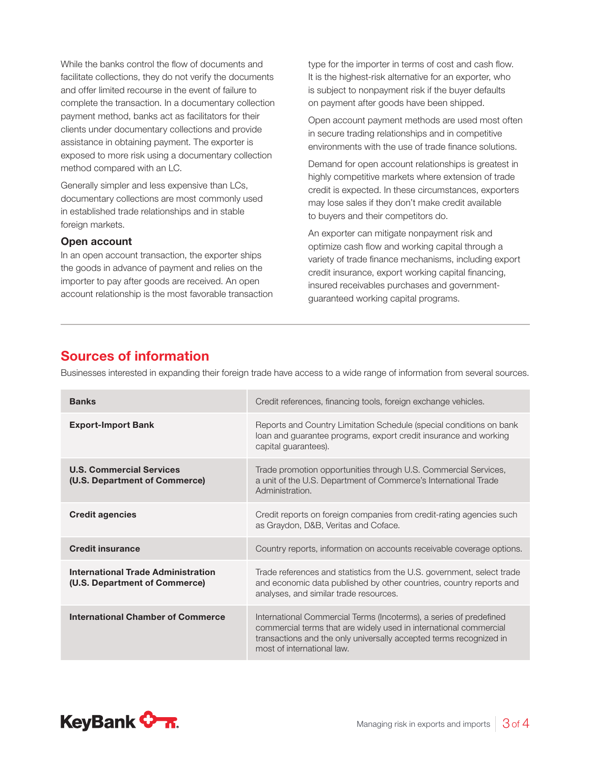While the banks control the flow of documents and facilitate collections, they do not verify the documents and offer limited recourse in the event of failure to complete the transaction. In a documentary collection payment method, banks act as facilitators for their clients under documentary collections and provide assistance in obtaining payment. The exporter is exposed to more risk using a documentary collection method compared with an LC.

Generally simpler and less expensive than LCs, documentary collections are most commonly used in established trade relationships and in stable foreign markets.

### Open account

In an open account transaction, the exporter ships the goods in advance of payment and relies on the importer to pay after goods are received. An open account relationship is the most favorable transaction type for the importer in terms of cost and cash flow. It is the highest-risk alternative for an exporter, who is subject to nonpayment risk if the buyer defaults on payment after goods have been shipped.

Open account payment methods are used most often in secure trading relationships and in competitive environments with the use of trade finance solutions.

Demand for open account relationships is greatest in highly competitive markets where extension of trade credit is expected. In these circumstances, exporters may lose sales if they don't make credit available to buyers and their competitors do.

An exporter can mitigate nonpayment risk and optimize cash flow and working capital through a variety of trade finance mechanisms, including export credit insurance, export working capital financing, insured receivables purchases and government-guaranteed working capital programs.

## Sources of information

Businesses interested in expanding their foreign trade have access to a wide range of information from several sources.

| Source | Information |
|---|---|
| **Banks** | Credit references, financing tools, foreign exchange vehicles. |
| **Export-Import Bank** | Reports and Country Limitation Schedule (special conditions on bank loan and guarantee programs, export credit insurance and working capital guarantees). |
| **U.S. Commercial Services (U.S. Department of Commerce)** | Trade promotion opportunities through U.S. Commercial Services, a unit of the U.S. Department of Commerce's International Trade Administration. |
| **Credit agencies** | Credit reports on foreign companies from credit-rating agencies such as Graydon, D&B, Veritas and Coface. |
| **Credit insurance** | Country reports, information on accounts receivable coverage options. |
| **International Trade Administration (U.S. Department of Commerce)** | Trade references and statistics from the U.S. government, select trade and economic data published by other countries, country reports and analyses, and similar trade resources. |
| **International Chamber of Commerce** | International Commercial Terms (Incoterms), a series of predefined commercial terms that are widely used in international commercial transactions and the only universally accepted terms recognized in most of international law. |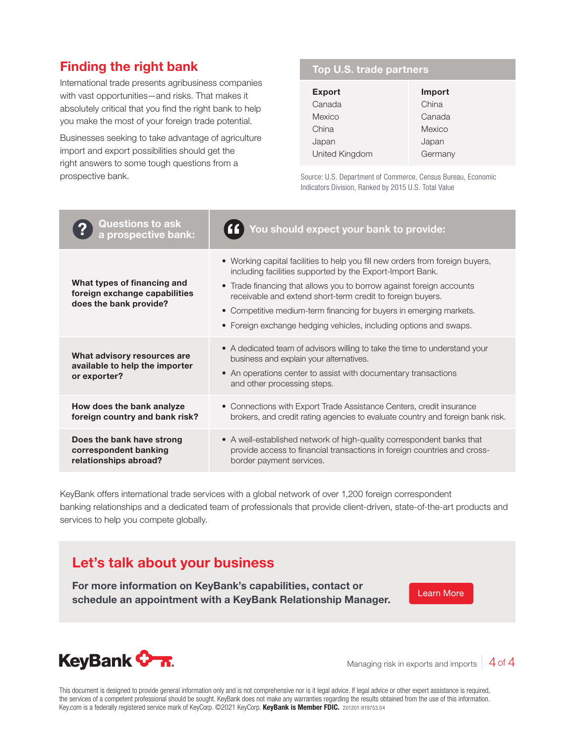## Finding the right bank

International trade presents agribusiness companies with vast opportunities—and risks. That makes it absolutely critical that you find the right bank to help you make the most of your foreign trade potential.

Businesses seeking to take advantage of agriculture import and export possibilities should get the right answers to some tough questions from a prospective bank.

### Top U.S. trade partners

| Export | Import |
|---|---|
| Canada | China |
| Mexico | Canada |
| China | Mexico |
| Japan | Japan |
| United Kingdom | Germany |

Source: U.S. Department of Commerce, Census Bureau, Economic Indicators Division, Ranked by 2015 U.S. Total Value

| Questions to ask a prospective bank: | You should expect your bank to provide: |
|---|---|
| **What types of financing and foreign exchange capabilities does the bank provide?** | • Working capital facilities to help you fill new orders from foreign buyers, including facilities supported by the Export-Import Bank.<br>• Trade financing that allows you to borrow against foreign accounts receivable and extend short-term credit to foreign buyers.<br>• Competitive medium-term financing for buyers in emerging markets.<br>• Foreign exchange hedging vehicles, including options and swaps. |
| **What advisory resources are available to help the importer or exporter?** | • A dedicated team of advisors willing to take the time to understand your business and explain your alternatives.<br>• An operations center to assist with documentary transactions and other processing steps. |
| **How does the bank analyze foreign country and bank risk?** | • Connections with Export Trade Assistance Centers, credit insurance brokers, and credit rating agencies to evaluate country and foreign bank risk. |
| **Does the bank have strong correspondent banking relationships abroad?** | • A well-established network of high-quality correspondent banks that provide access to financial transactions in foreign countries and cross-border payment services. |

KeyBank offers international trade services with a global network of over 1,200 foreign correspondent banking relationships and a dedicated team of professionals that provide client-driven, state-of-the-art products and services to help you compete globally.

## Let's talk about your business

**For more information on KeyBank's capabilities, contact or schedule an appointment with a KeyBank Relationship Manager.**

Learn More

KeyBank

This document is designed to provide general information only and is not comprehensive nor is it legal advice. If legal advice or other expert assistance is required, the services of a competent professional should be sought. KeyBank does not make any warranties regarding the results obtained from the use of this information. Key.com is a federally registered service mark of KeyCorp. ©2021 KeyCorp. **KeyBank is Member FDIC.** 201201-919753.04